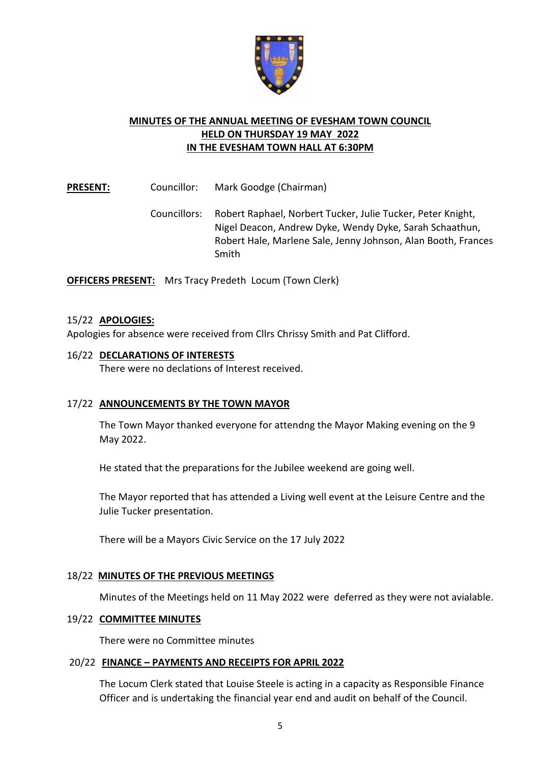# MINUTES OF THE ANNUAL MEETING OF EVESHAM TOWN COUNCIL HELD ON THURSDAY 19 MAY 2022 IN THE EVESHAM TOWN HALL AT 6:30PM

**PRESENT:** Councillor: Mark Goodge (Chairman)

Councillors: Robert Raphael, Norbert Tucker, Julie Tucker, Peter Knight, Nigel Deacon, Andrew Dyke, Wendy Dyke, Sarah Schaathun, Robert Hale, Marlene Sale, Jenny Johnson, Alan Booth, Frances Smith

**OFFICERS PRESENT:** Mrs Tracy Predeth Locum (Town Clerk)

## 15/22 APOLOGIES:

Apologies for absence were received from Cllrs Chrissy Smith and Pat Clifford.

## 16/22 DECLARATIONS OF INTERESTS

There were no declations of Interest received.

## 17/22 ANNOUNCEMENTS BY THE TOWN MAYOR

The Town Mayor thanked everyone for attendng the Mayor Making evening on the 9 May 2022.

He stated that the preparations for the Jubilee weekend are going well.

The Mayor reported that has attended a Living well event at the Leisure Centre and the Julie Tucker presentation.

There will be a Mayors Civic Service on the 17 July 2022

## 18/22 MINUTES OF THE PREVIOUS MEETINGS

Minutes of the Meetings held on 11 May 2022 were deferred as they were not avialable.

## 19/22 COMMITTEE MINUTES

There were no Committee minutes

## 20/22 FINANCE – PAYMENTS AND RECEIPTS FOR APRIL 2022

The Locum Clerk stated that Louise Steele is acting in a capacity as Responsible Finance Officer and is undertaking the financial year end and audit on behalf of the Council.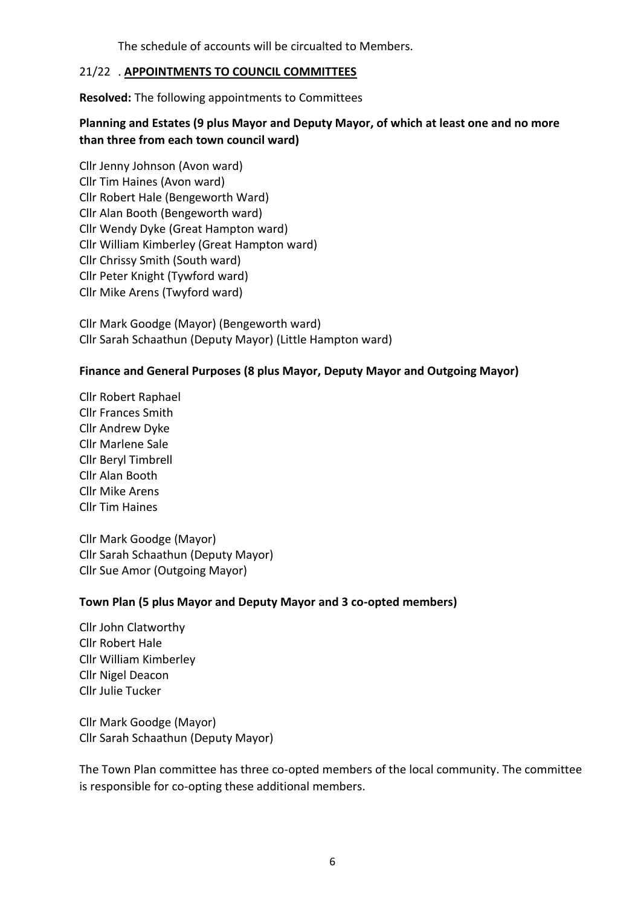The schedule of accounts will be circualted to Members.

## 21/22 . **APPOINTMENTS TO COUNCIL COMMITTEES**

**Resolved:** The following appointments to Committees

### Planning and Estates (9 plus Mayor and Deputy Mayor, of which at least one and no more than three from each town council ward)

Cllr Jenny Johnson (Avon ward)
Cllr Tim Haines (Avon ward)
Cllr Robert Hale (Bengeworth Ward)
Cllr Alan Booth (Bengeworth ward)
Cllr Wendy Dyke (Great Hampton ward)
Cllr William Kimberley (Great Hampton ward)
Cllr Chrissy Smith (South ward)
Cllr Peter Knight (Tywford ward)
Cllr Mike Arens (Twyford ward)

Cllr Mark Goodge (Mayor) (Bengeworth ward)
Cllr Sarah Schaathun (Deputy Mayor) (Little Hampton ward)

### Finance and General Purposes (8 plus Mayor, Deputy Mayor and Outgoing Mayor)

Cllr Robert Raphael
Cllr Frances Smith
Cllr Andrew Dyke
Cllr Marlene Sale
Cllr Beryl Timbrell
Cllr Alan Booth
Cllr Mike Arens
Cllr Tim Haines

Cllr Mark Goodge (Mayor)
Cllr Sarah Schaathun (Deputy Mayor)
Cllr Sue Amor (Outgoing Mayor)

### Town Plan (5 plus Mayor and Deputy Mayor and 3 co-opted members)

Cllr John Clatworthy
Cllr Robert Hale
Cllr William Kimberley
Cllr Nigel Deacon
Cllr Julie Tucker

Cllr Mark Goodge (Mayor)
Cllr Sarah Schaathun (Deputy Mayor)

The Town Plan committee has three co-opted members of the local community. The committee is responsible for co-opting these additional members.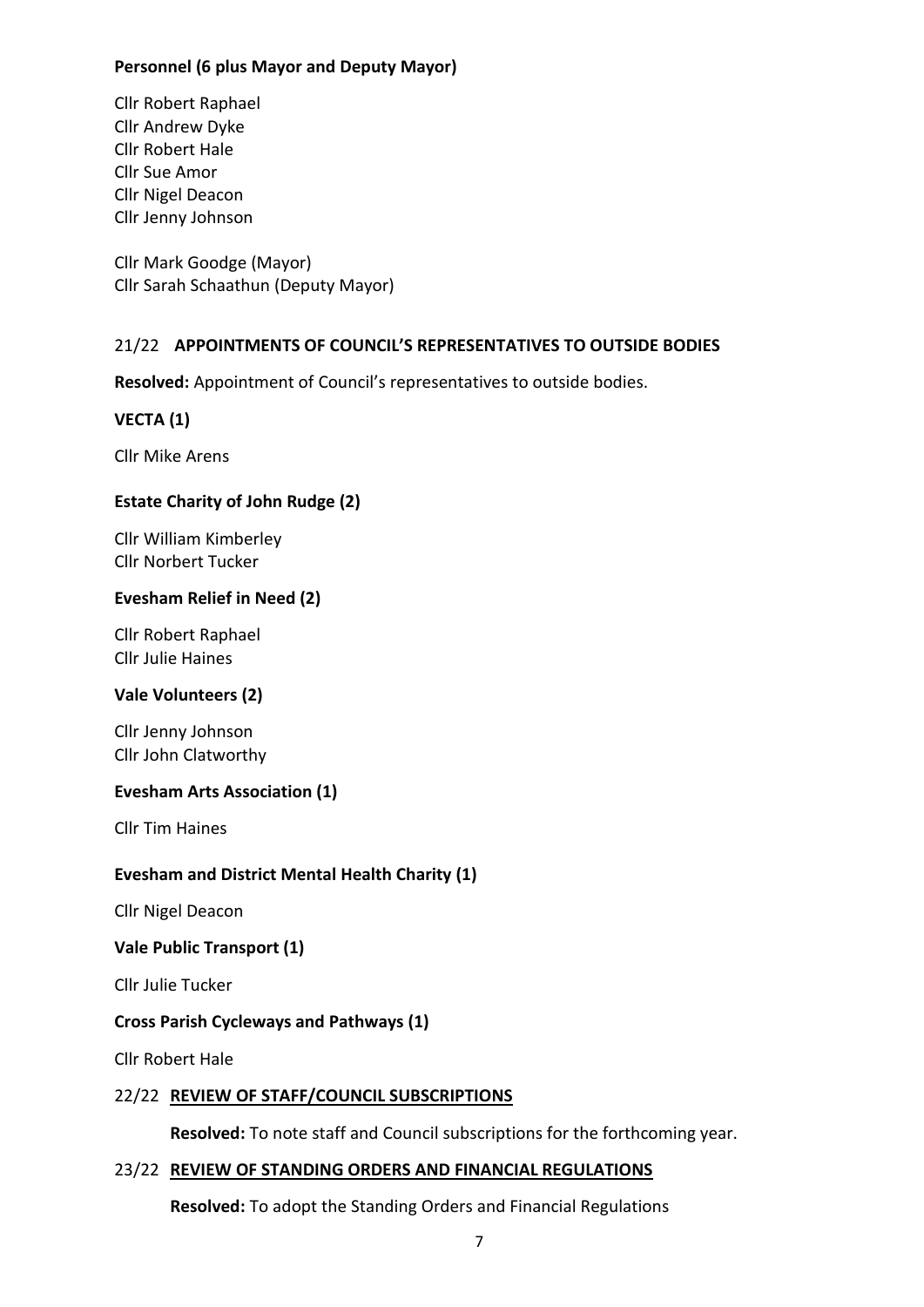**Personnel (6 plus Mayor and Deputy Mayor)**

Cllr Robert Raphael
Cllr Andrew Dyke
Cllr Robert Hale
Cllr Sue Amor
Cllr Nigel Deacon
Cllr Jenny Johnson

Cllr Mark Goodge (Mayor)
Cllr Sarah Schaathun (Deputy Mayor)

21/22 **APPOINTMENTS OF COUNCIL'S REPRESENTATIVES TO OUTSIDE BODIES**

**Resolved:** Appointment of Council's representatives to outside bodies.

**VECTA (1)**

Cllr Mike Arens

**Estate Charity of John Rudge (2)**

Cllr William Kimberley
Cllr Norbert Tucker

**Evesham Relief in Need (2)**

Cllr Robert Raphael
Cllr Julie Haines

**Vale Volunteers (2)**

Cllr Jenny Johnson
Cllr John Clatworthy

**Evesham Arts Association (1)**

Cllr Tim Haines

**Evesham and District Mental Health Charity (1)**

Cllr Nigel Deacon

**Vale Public Transport (1)**

Cllr Julie Tucker

**Cross Parish Cycleways and Pathways (1)**

Cllr Robert Hale

22/22 **REVIEW OF STAFF/COUNCIL SUBSCRIPTIONS**

**Resolved:** To note staff and Council subscriptions for the forthcoming year.

23/22 **REVIEW OF STANDING ORDERS AND FINANCIAL REGULATIONS**

**Resolved:** To adopt the Standing Orders and Financial Regulations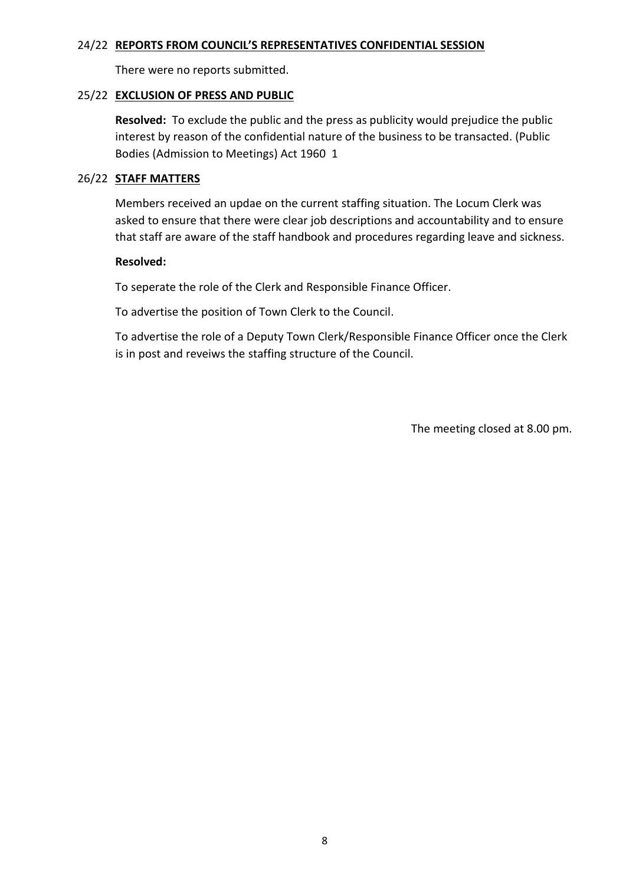24/22 **REPORTS FROM COUNCIL'S REPRESENTATIVES CONFIDENTIAL SESSION**

There were no reports submitted.

25/22 **EXCLUSION OF PRESS AND PUBLIC**

**Resolved:** To exclude the public and the press as publicity would prejudice the public interest by reason of the confidential nature of the business to be transacted. (Public Bodies (Admission to Meetings) Act 1960 1

26/22 **STAFF MATTERS**

Members received an updae on the current staffing situation. The Locum Clerk was asked to ensure that there were clear job descriptions and accountability and to ensure that staff are aware of the staff handbook and procedures regarding leave and sickness.

**Resolved:**

To seperate the role of the Clerk and Responsible Finance Officer.

To advertise the position of Town Clerk to the Council.

To advertise the role of a Deputy Town Clerk/Responsible Finance Officer once the Clerk is in post and reveiws the staffing structure of the Council.

The meeting closed at 8.00 pm.